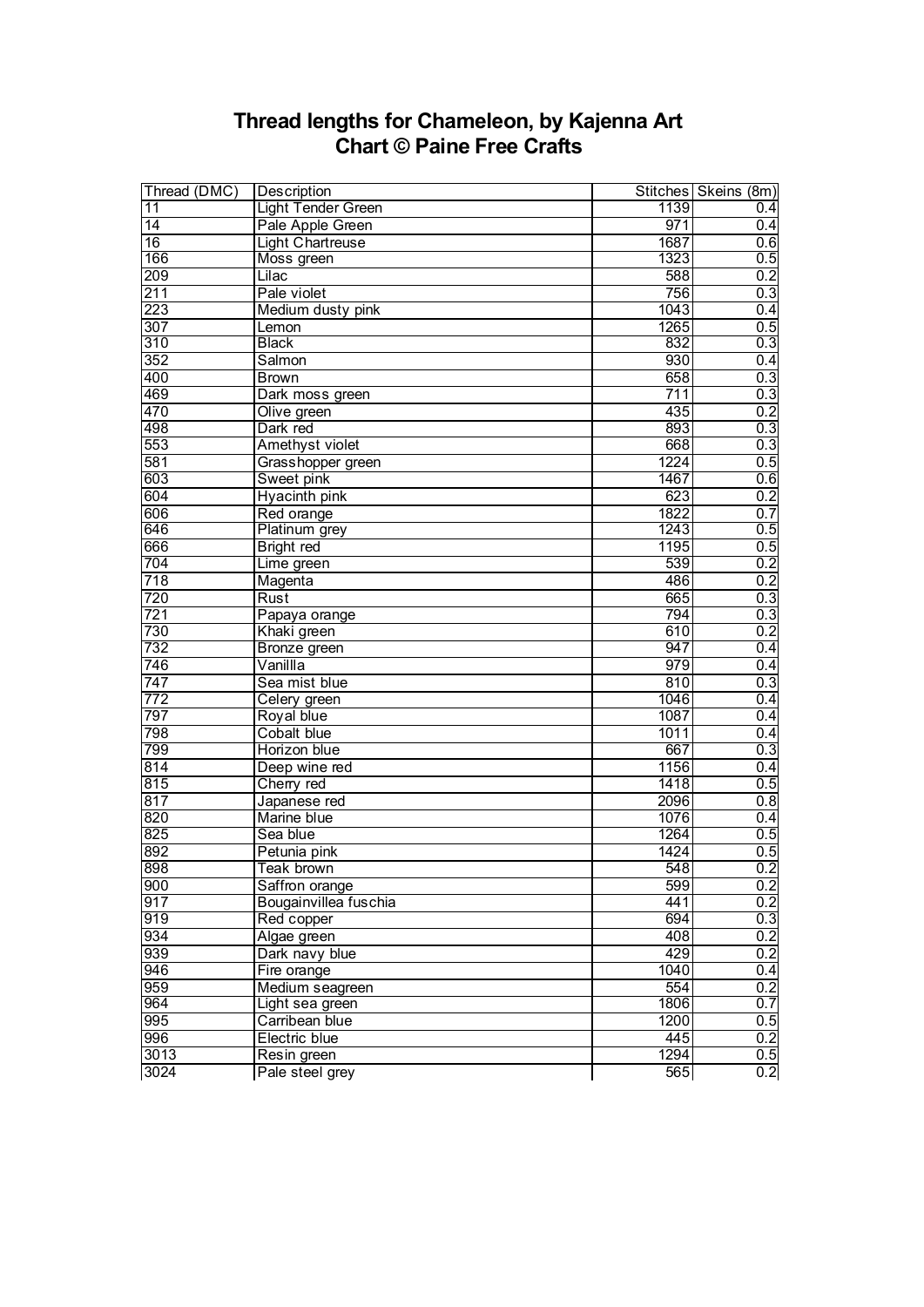# Thread lengths for Chameleon, by Kajenna Art
## Chart © Paine Free Crafts

| Thread (DMC) | Description | Stitches | Skeins (8m) |
|---|---|---|---|
| 11 | Light Tender Green | 1139 | 0.4 |
| 14 | Pale Apple Green | 971 | 0.4 |
| 16 | Light Chartreuse | 1687 | 0.6 |
| 166 | Moss green | 1323 | 0.5 |
| 209 | Lilac | 588 | 0.2 |
| 211 | Pale violet | 756 | 0.3 |
| 223 | Medium dusty pink | 1043 | 0.4 |
| 307 | Lemon | 1265 | 0.5 |
| 310 | Black | 832 | 0.3 |
| 352 | Salmon | 930 | 0.4 |
| 400 | Brown | 658 | 0.3 |
| 469 | Dark moss green | 711 | 0.3 |
| 470 | Olive green | 435 | 0.2 |
| 498 | Dark red | 893 | 0.3 |
| 553 | Amethyst violet | 668 | 0.3 |
| 581 | Grasshopper green | 1224 | 0.5 |
| 603 | Sweet pink | 1467 | 0.6 |
| 604 | Hyacinth pink | 623 | 0.2 |
| 606 | Red orange | 1822 | 0.7 |
| 646 | Platinum grey | 1243 | 0.5 |
| 666 | Bright red | 1195 | 0.5 |
| 704 | Lime green | 539 | 0.2 |
| 718 | Magenta | 486 | 0.2 |
| 720 | Rust | 665 | 0.3 |
| 721 | Papaya orange | 794 | 0.3 |
| 730 | Khaki green | 610 | 0.2 |
| 732 | Bronze green | 947 | 0.4 |
| 746 | Vanillla | 979 | 0.4 |
| 747 | Sea mist blue | 810 | 0.3 |
| 772 | Celery green | 1046 | 0.4 |
| 797 | Royal blue | 1087 | 0.4 |
| 798 | Cobalt blue | 1011 | 0.4 |
| 799 | Horizon blue | 667 | 0.3 |
| 814 | Deep wine red | 1156 | 0.4 |
| 815 | Cherry red | 1418 | 0.5 |
| 817 | Japanese red | 2096 | 0.8 |
| 820 | Marine blue | 1076 | 0.4 |
| 825 | Sea blue | 1264 | 0.5 |
| 892 | Petunia pink | 1424 | 0.5 |
| 898 | Teak brown | 548 | 0.2 |
| 900 | Saffron orange | 599 | 0.2 |
| 917 | Bougainvillea fuschia | 441 | 0.2 |
| 919 | Red copper | 694 | 0.3 |
| 934 | Algae green | 408 | 0.2 |
| 939 | Dark navy blue | 429 | 0.2 |
| 946 | Fire orange | 1040 | 0.4 |
| 959 | Medium seagreen | 554 | 0.2 |
| 964 | Light sea green | 1806 | 0.7 |
| 995 | Carribean blue | 1200 | 0.5 |
| 996 | Electric blue | 445 | 0.2 |
| 3013 | Resin green | 1294 | 0.5 |
| 3024 | Pale steel grey | 565 | 0.2 |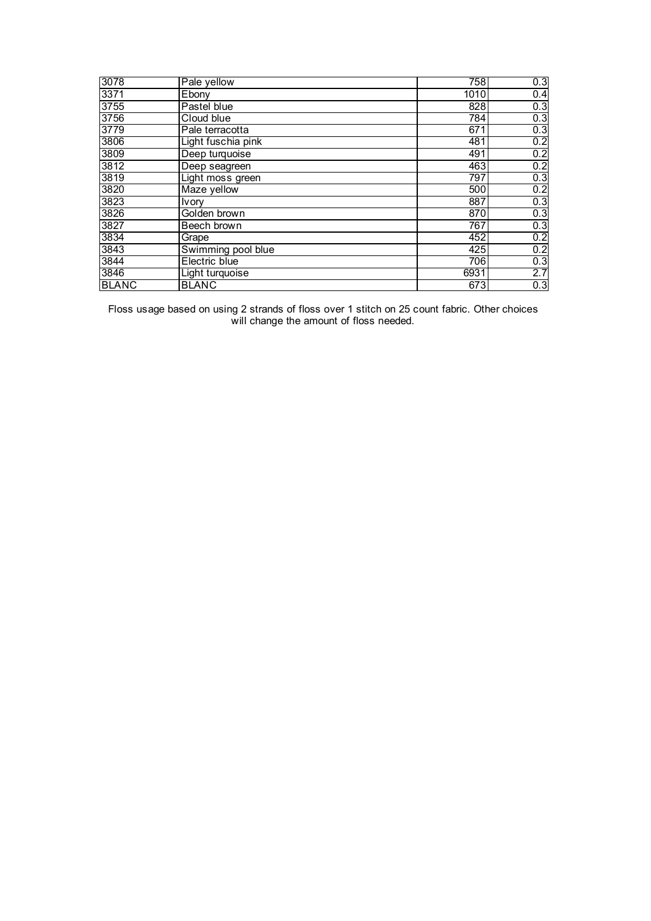| | | | |
|---|---|---|---|
| 3078 | Pale yellow | 758 | 0.3 |
| 3371 | Ebony | 1010 | 0.4 |
| 3755 | Pastel blue | 828 | 0.3 |
| 3756 | Cloud blue | 784 | 0.3 |
| 3779 | Pale terracotta | 671 | 0.3 |
| 3806 | Light fuschia pink | 481 | 0.2 |
| 3809 | Deep turquoise | 491 | 0.2 |
| 3812 | Deep seagreen | 463 | 0.2 |
| 3819 | Light moss green | 797 | 0.3 |
| 3820 | Maze yellow | 500 | 0.2 |
| 3823 | Ivory | 887 | 0.3 |
| 3826 | Golden brown | 870 | 0.3 |
| 3827 | Beech brown | 767 | 0.3 |
| 3834 | Grape | 452 | 0.2 |
| 3843 | Swimming pool blue | 425 | 0.2 |
| 3844 | Electric blue | 706 | 0.3 |
| 3846 | Light turquoise | 6931 | 2.7 |
| BLANC | BLANC | 673 | 0.3 |

Floss usage based on using 2 strands of floss over 1 stitch on 25 count fabric. Other choices will change the amount of floss needed.